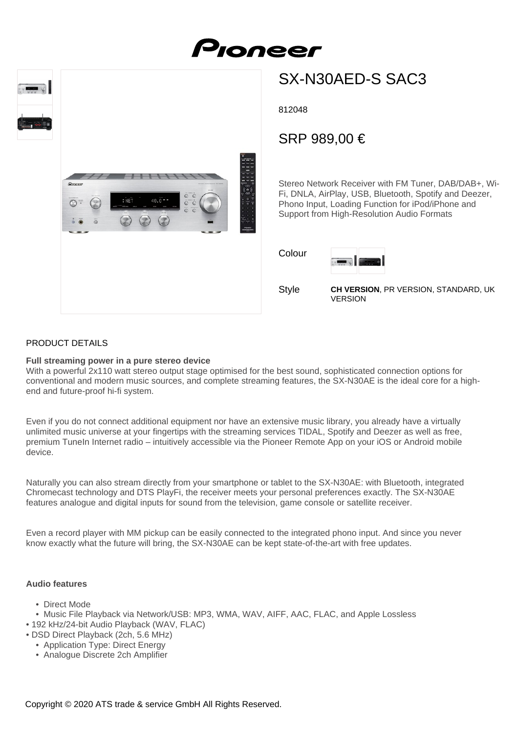# SX-N30AED-S SAC3

812048

SRP 989,00 €

Stereo Network Receiver with FM Tuner, DAB/DAB+, Wi-Fi, DNLA, AirPlay, USB, Bluetooth, Spotify and Deezer, Phono Input, Loading Function for iPod/iPhone and Support from High-Resolution Audio Formats

Colour

Style **CH VERSION**, PR VERSION, STANDARD, UK VERSION

## PRODUCT DETAILS

**Full streaming power in a pure stereo device**
With a powerful 2x110 watt stereo output stage optimised for the best sound, sophisticated connection options for conventional and modern music sources, and complete streaming features, the SX-N30AE is the ideal core for a high-end and future-proof hi-fi system.

Even if you do not connect additional equipment nor have an extensive music library, you already have a virtually unlimited music universe at your fingertips with the streaming services TIDAL, Spotify and Deezer as well as free, premium TuneIn Internet radio – intuitively accessible via the Pioneer Remote App on your iOS or Android mobile device.

Naturally you can also stream directly from your smartphone or tablet to the SX-N30AE: with Bluetooth, integrated Chromecast technology and DTS PlayFi, the receiver meets your personal preferences exactly. The SX-N30AE features analogue and digital inputs for sound from the television, game console or satellite receiver.

Even a record player with MM pickup can be easily connected to the integrated phono input. And since you never know exactly what the future will bring, the SX-N30AE can be kept state-of-the-art with free updates.

**Audio features**

- Direct Mode
- Music File Playback via Network/USB: MP3, WMA, WAV, AIFF, AAC, FLAC, and Apple Lossless
- 192 kHz/24-bit Audio Playback (WAV, FLAC)
- DSD Direct Playback (2ch, 5.6 MHz)
- Application Type: Direct Energy
- Analogue Discrete 2ch Amplifier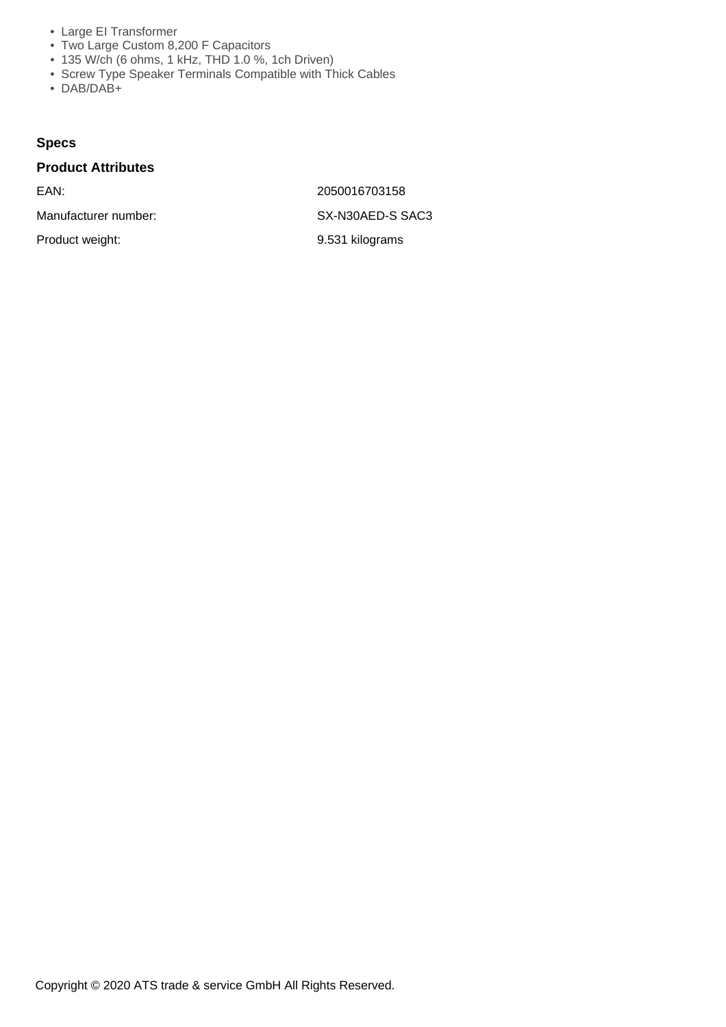- Large EI Transformer
- Two Large Custom 8,200 F Capacitors
- 135 W/ch (6 ohms, 1 kHz, THD 1.0 %, 1ch Driven)
- Screw Type Speaker Terminals Compatible with Thick Cables
- DAB/DAB+

## Specs

### Product Attributes

| | |
|---|---|
| EAN: | 2050016703158 |
| Manufacturer number: | SX-N30AED-S SAC3 |
| Product weight: | 9.531 kilograms |

Copyright © 2020 ATS trade & service GmbH All Rights Reserved.